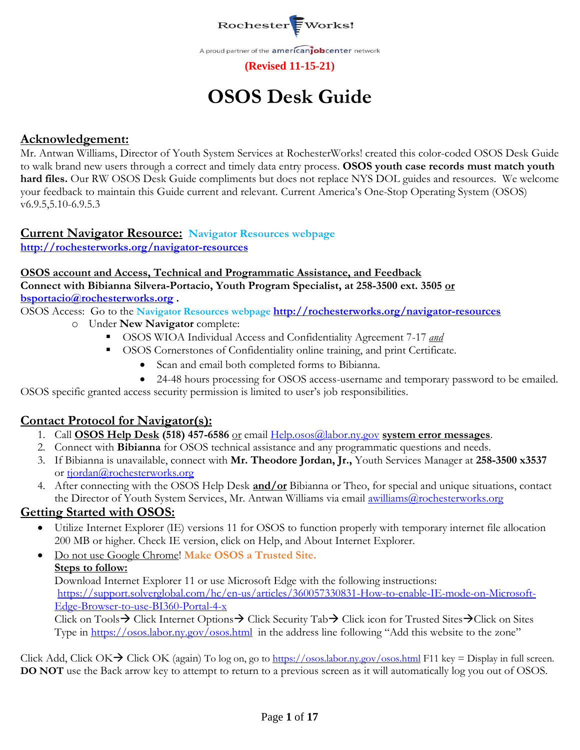RochesterWorks!

A proud partner of the americanjobcenter network

**(Revised 11-15-21)**

# OSOS Desk Guide

## Acknowledgement:

Mr. Antwan Williams, Director of Youth System Services at RochesterWorks! created this color-coded OSOS Desk Guide to walk brand new users through a correct and timely data entry process. **OSOS youth case records must match youth hard files.** Our RW OSOS Desk Guide compliments but does not replace NYS DOL guides and resources. We welcome your feedback to maintain this Guide current and relevant. Current America's One-Stop Operating System (OSOS) v6.9.5,5.10-6.9.5.3

## Current Navigator Resource: Navigator Resources webpage

**http://rochesterworks.org/navigator-resources**

**OSOS account and Access, Technical and Programmatic Assistance, and Feedback**
**Connect with Bibianna Silvera-Portacio, Youth Program Specialist, at 258-3500 ext. 3505 or bsportacio@rochesterworks.org .**

OSOS Access: Go to the Navigator Resources webpage **http://rochesterworks.org/navigator-resources**

- Under **New Navigator** complete:
  - OSOS WIOA Individual Access and Confidentiality Agreement 7-17 *and*
  - OSOS Cornerstones of Confidentiality online training, and print Certificate.
    - Scan and email both completed forms to Bibianna.
    - 24-48 hours processing for OSOS access-username and temporary password to be emailed.

OSOS specific granted access security permission is limited to user's job responsibilities.

## Contact Protocol for Navigator(s):

1. Call **OSOS Help Desk (518) 457-6586** or email Help.osos@labor.ny.gov **system error messages**.
2. Connect with **Bibianna** for OSOS technical assistance and any programmatic questions and needs.
3. If Bibianna is unavailable, connect with **Mr. Theodore Jordan, Jr.,** Youth Services Manager at **258-3500 x3537** or tjordan@rochesterworks.org
4. After connecting with the OSOS Help Desk **and/or** Bibianna or Theo, for special and unique situations, contact the Director of Youth System Services, Mr. Antwan Williams via email awilliams@rochesterworks.org

## Getting Started with OSOS:

- Utilize Internet Explorer (IE) versions 11 for OSOS to function properly with temporary internet file allocation 200 MB or higher. Check IE version, click on Help, and About Internet Explorer.
- Do not use Google Chrome! **Make OSOS a Trusted Site.**
  **Steps to follow:**
  Download Internet Explorer 11 or use Microsoft Edge with the following instructions:
  https://support.solverglobal.com/hc/en-us/articles/360057330831-How-to-enable-IE-mode-on-Microsoft-Edge-Browser-to-use-BI360-Portal-4-x
  Click on Tools→ Click Internet Options→ Click Security Tab→ Click icon for Trusted Sites→Click on Sites
  Type in https://osos.labor.ny.gov/osos.html in the address line following "Add this website to the zone"

Click Add, Click OK→ Click OK (again) To log on, go to https://osos.labor.ny.gov/osos.html F11 key = Display in full screen.
**DO NOT** use the Back arrow key to attempt to return to a previous screen as it will automatically log you out of OSOS.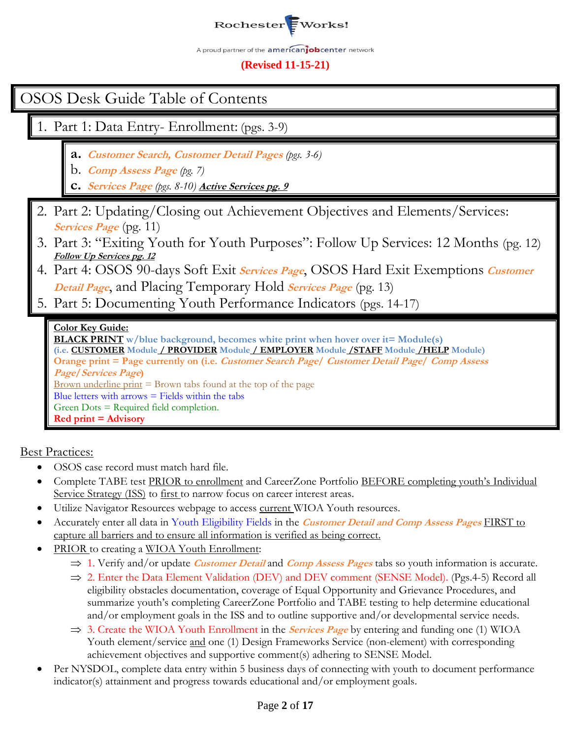Rochester Works!

A proud partner of the americanjobcenter network

**(Revised 11-15-21)**

# OSOS Desk Guide Table of Contents

1. Part 1: Data Entry- Enrollment: (pgs. 3-9)
   - a. ***Customer Search, Customer Detail Pages*** *(pgs. 3-6)*
   - b. ***Comp Assess Page*** *(pg. 7)*
   - c. ***Services Page*** *(pgs. 8-10)* ***Active Services pg. 9***
2. Part 2: Updating/Closing out Achievement Objectives and Elements/Services: ***Services Page*** (pg. 11)
3. Part 3: "Exiting Youth for Youth Purposes": Follow Up Services: 12 Months (pg. 12) ***Follow Up Services pg. 12***
4. Part 4: OSOS 90-days Soft Exit ***Services Page***, OSOS Hard Exit Exemptions ***Customer Detail Page***, and Placing Temporary Hold ***Services Page*** (pg. 13)
5. Part 5: Documenting Youth Performance Indicators (pgs. 14-17)

**Color Key Guide:**
**BLACK PRINT w/blue background, becomes white print when hover over it= Module(s)**
**(i.e. CUSTOMER Module / PROVIDER Module / EMPLOYER Module /STAFF Module /HELP Module)**
**Orange print = Page currently on (i.e. *Customer Search Page/ Customer Detail Page/ Comp Assess Page/Services Page*)**
Brown underline print = Brown tabs found at the top of the page
Blue letters with arrows = Fields within the tabs
Green Dots = Required field completion.
**Red print = Advisory**

## Best Practices:

- OSOS case record must match hard file.
- Complete TABE test PRIOR to enrollment and CareerZone Portfolio BEFORE completing youth's Individual Service Strategy (ISS) to first to narrow focus on career interest areas.
- Utilize Navigator Resources webpage to access current WIOA Youth resources.
- Accurately enter all data in Youth Eligibility Fields in the ***Customer Detail and Comp Assess Pages*** FIRST to capture all barriers and to ensure all information is verified as being correct.
- PRIOR to creating a WIOA Youth Enrollment:
  - ⇒ 1. Verify and/or update ***Customer Detail*** and ***Comp Assess Pages*** tabs so youth information is accurate.
  - ⇒ 2. Enter the Data Element Validation (DEV) and DEV comment (SENSE Model). (Pgs.4-5) Record all eligibility obstacles documentation, coverage of Equal Opportunity and Grievance Procedures, and summarize youth's completing CareerZone Portfolio and TABE testing to help determine educational and/or employment goals in the ISS and to outline supportive and/or developmental service needs.
  - ⇒ 3. Create the WIOA Youth Enrollment in the ***Services Page*** by entering and funding one (1) WIOA Youth element/service and one (1) Design Frameworks Service (non-element) with corresponding achievement objectives and supportive comment(s) adhering to SENSE Model.
- Per NYSDOL, complete data entry within 5 business days of connecting with youth to document performance indicator(s) attainment and progress towards educational and/or employment goals.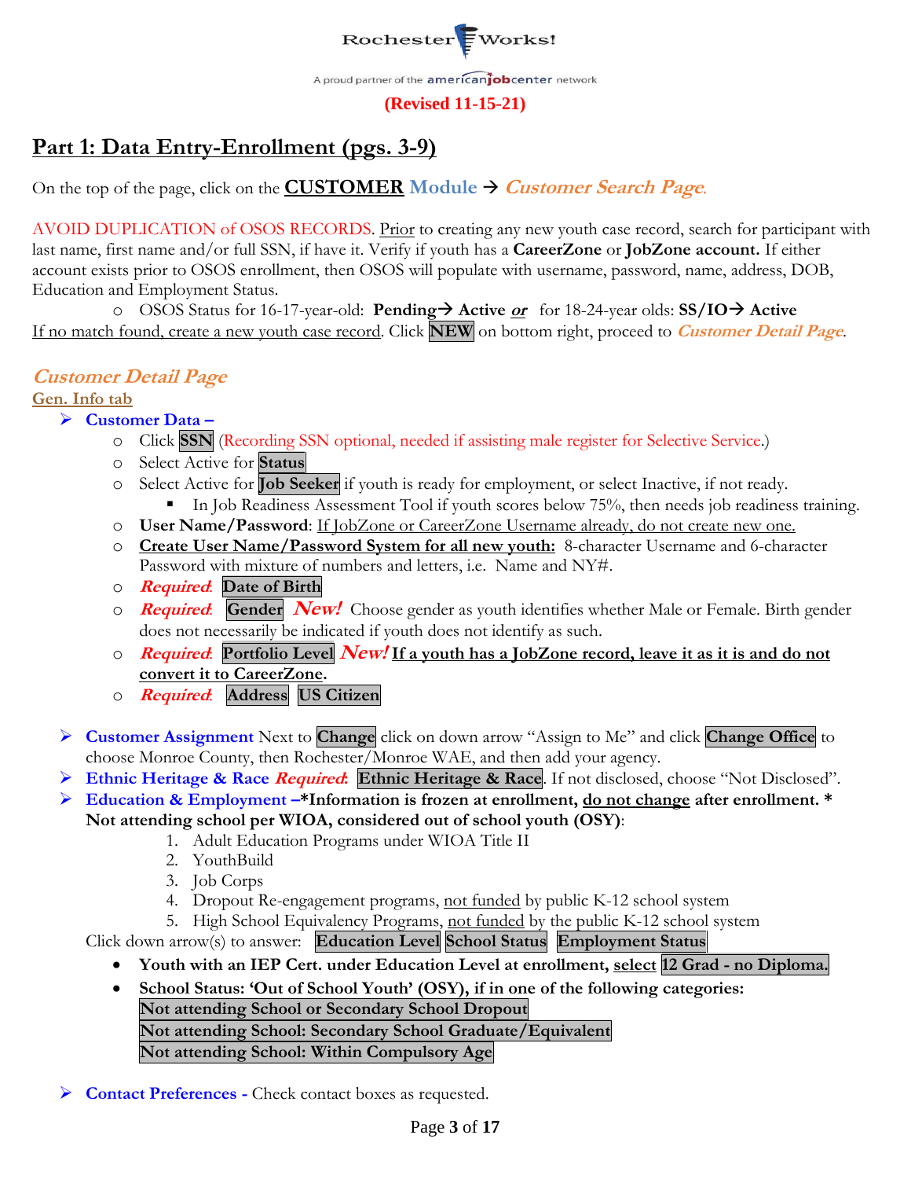Rochester Works!

A proud partner of the americanjobcenter network

**(Revised 11-15-21)**

## Part 1: Data Entry-Enrollment (pgs. 3-9)

On the top of the page, click on the **CUSTOMER** Module → *Customer Search Page*.

AVOID DUPLICATION of OSOS RECORDS. Prior to creating any new youth case record, search for participant with last name, first name and/or full SSN, if have it. Verify if youth has a **CareerZone** or **JobZone account.** If either account exists prior to OSOS enrollment, then OSOS will populate with username, password, name, address, DOB, Education and Employment Status.

- OSOS Status for 16-17-year-old: **Pending→ Active** ***or*** for 18-24-year olds: **SS/IO→ Active**

If no match found, create a new youth case record. Click **NEW** on bottom right, proceed to *Customer Detail Page*.

### *Customer Detail Page*

**Gen. Info tab**

- **Customer Data –**
  - Click **SSN** (Recording SSN optional, needed if assisting male register for Selective Service.)
  - Select Active for **Status**
  - Select Active for **Job Seeker** if youth is ready for employment, or select Inactive, if not ready.
    - In Job Readiness Assessment Tool if youth scores below 75%, then needs job readiness training.
  - **User Name/Password**: If JobZone or CareerZone Username already, do not create new one.
  - **Create User Name/Password System for all new youth:** 8-character Username and 6-character Password with mixture of numbers and letters, i.e. Name and NY#.
  - ***Required***: **Date of Birth**
  - ***Required***: **Gender** ***New!*** Choose gender as youth identifies whether Male or Female. Birth gender does not necessarily be indicated if youth does not identify as such.
  - ***Required***: **Portfolio Level** ***New!*** **If a youth has a JobZone record, leave it as it is and do not convert it to CareerZone.**
  - ***Required***: **Address** **US Citizen**

- **Customer Assignment** Next to **Change** click on down arrow "Assign to Me" and click **Change Office** to choose Monroe County, then Rochester/Monroe WAE, and then add your agency.
- **Ethnic Heritage & Race** ***Required***: **Ethnic Heritage & Race**. If not disclosed, choose "Not Disclosed".
- **Education & Employment –*Information is frozen at enrollment, do not change after enrollment. * Not attending school per WIOA, considered out of school youth (OSY)**:
  1. Adult Education Programs under WIOA Title II
  2. YouthBuild
  3. Job Corps
  4. Dropout Re-engagement programs, not funded by public K-12 school system
  5. High School Equivalency Programs, not funded by the public K-12 school system

  Click down arrow(s) to answer: **Education Level** **School Status** **Employment Status**

  - **Youth with an IEP Cert. under Education Level at enrollment, select 12 Grad - no Diploma.**
  - **School Status: 'Out of School Youth' (OSY), if in one of the following categories:**
    **Not attending School or Secondary School Dropout**
    **Not attending School: Secondary School Graduate/Equivalent**
    **Not attending School: Within Compulsory Age**

- **Contact Preferences -** Check contact boxes as requested.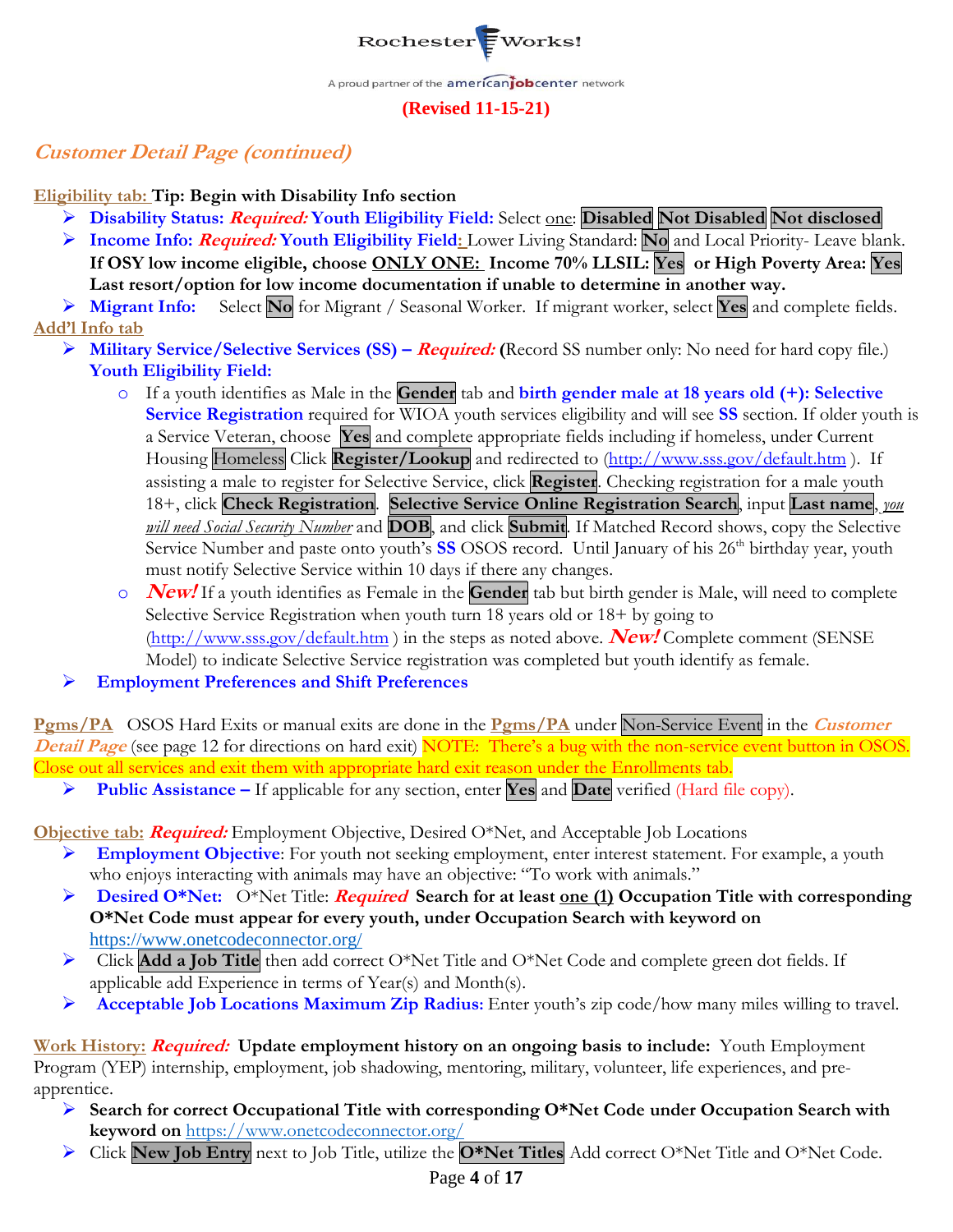Rochester Works!

A proud partner of the americanjobcenter network

**(Revised 11-15-21)**

## *Customer Detail Page (continued)*

**Eligibility tab:** **Tip: Begin with Disability Info section**

- **Disability Status:** ***Required:*** **Youth Eligibility Field:** Select one: **Disabled** **Not Disabled** **Not disclosed**
- **Income Info:** ***Required:*** **Youth Eligibility Field:** Lower Living Standard: **No** and Local Priority- Leave blank. **If OSY low income eligible, choose ONLY ONE: Income 70% LLSIL: Yes or High Poverty Area: Yes Last resort/option for low income documentation if unable to determine in another way.**
- **Migrant Info:** Select **No** for Migrant / Seasonal Worker. If migrant worker, select **Yes** and complete fields.

**Add'l Info tab**

- **Military Service/Selective Services (SS) –** ***Required:*** **(**Record SS number only: No need for hard copy file.) **Youth Eligibility Field:**
  - If a youth identifies as Male in the **Gender** tab and **birth gender male at 18 years old (+): Selective Service Registration** required for WIOA youth services eligibility and will see **SS** section. If older youth is a Service Veteran, choose **Yes** and complete appropriate fields including if homeless, under Current Housing Homeless Click **Register/Lookup** and redirected to (http://www.sss.gov/default.htm ). If assisting a male to register for Selective Service, click **Register**. Checking registration for a male youth 18+, click **Check Registration**. **Selective Service Online Registration Search**, input **Last name**, *you will need Social Security Number* and **DOB**, and click **Submit**. If Matched Record shows, copy the Selective Service Number and paste onto youth's **SS** OSOS record. Until January of his 26th birthday year, youth must notify Selective Service within 10 days if there any changes.
  - ***New!*** If a youth identifies as Female in the **Gender** tab but birth gender is Male, will need to complete Selective Service Registration when youth turn 18 years old or 18+ by going to (http://www.sss.gov/default.htm ) in the steps as noted above. ***New!*** Complete comment (SENSE Model) to indicate Selective Service registration was completed but youth identify as female.
- **Employment Preferences and Shift Preferences**

**Pgms/PA** OSOS Hard Exits or manual exits are done in the **Pgms/PA** under Non-Service Event in the ***Customer Detail Page*** (see page 12 for directions on hard exit) NOTE: There's a bug with the non-service event button in OSOS. Close out all services and exit them with appropriate hard exit reason under the Enrollments tab.

- **Public Assistance –** If applicable for any section, enter **Yes** and **Date** verified (Hard file copy).

**Objective tab:** ***Required:*** Employment Objective, Desired O*Net, and Acceptable Job Locations

- **Employment Objective**: For youth not seeking employment, enter interest statement. For example, a youth who enjoys interacting with animals may have an objective: "To work with animals."
- **Desired O*Net:** O*Net Title: ***Required*** **Search for at least one (1) Occupation Title with corresponding O*Net Code must appear for every youth, under Occupation Search with keyword on** https://www.onetcodeconnector.org/
- Click **Add a Job Title** then add correct O*Net Title and O*Net Code and complete green dot fields. If applicable add Experience in terms of Year(s) and Month(s).
- **Acceptable Job Locations Maximum Zip Radius:** Enter youth's zip code/how many miles willing to travel.

**Work History:** ***Required:*** **Update employment history on an ongoing basis to include:** Youth Employment Program (YEP) internship, employment, job shadowing, mentoring, military, volunteer, life experiences, and pre-apprentice.

- **Search for correct Occupational Title with corresponding O*Net Code under Occupation Search with keyword on** https://www.onetcodeconnector.org/
- Click **New Job Entry** next to Job Title, utilize the **O*Net Titles** Add correct O*Net Title and O*Net Code.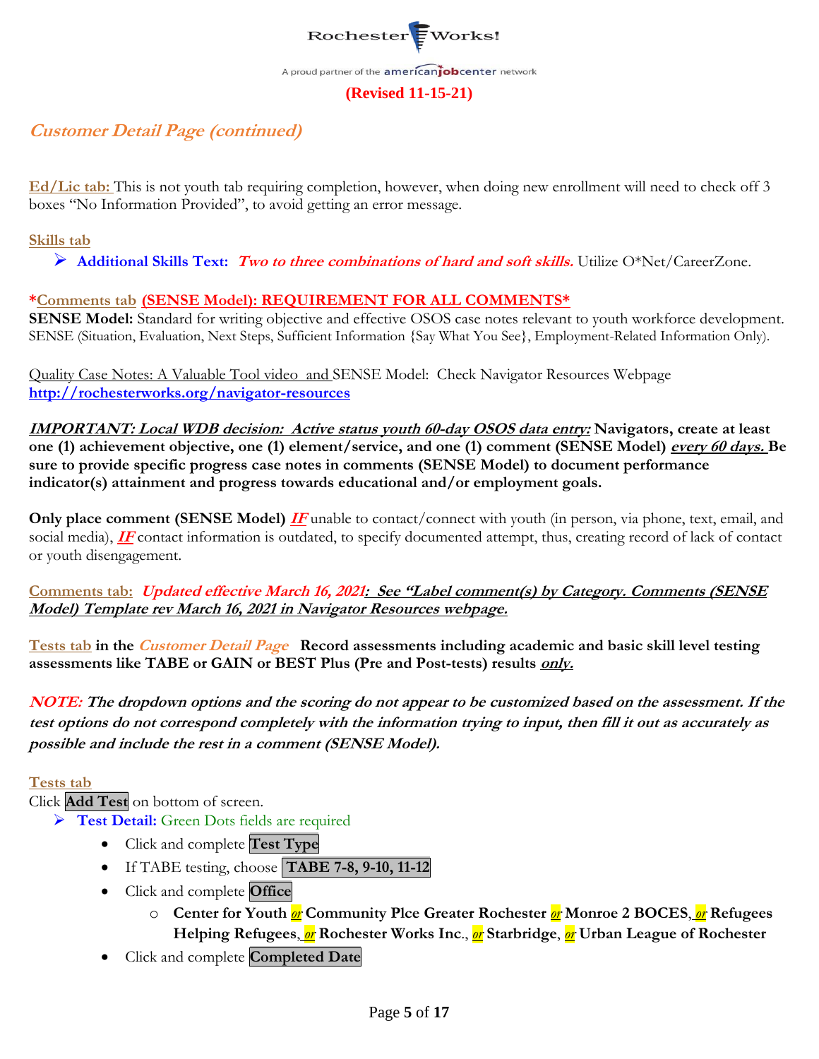Rochester Works!

A proud partner of the americanjobcenter network

**(Revised 11-15-21)**

## *Customer Detail Page (continued)*

**Ed/Lic tab:** This is not youth tab requiring completion, however, when doing new enrollment will need to check off 3 boxes "No Information Provided", to avoid getting an error message.

**Skills tab**

- **Additional Skills Text:** ***Two to three combinations of hard and soft skills.*** Utilize O*Net/CareerZone.

**\*Comments tab (SENSE Model): REQUIREMENT FOR ALL COMMENTS\***

**SENSE Model:** Standard for writing objective and effective OSOS case notes relevant to youth workforce development. SENSE (Situation, Evaluation, Next Steps, Sufficient Information {Say What You See}, Employment-Related Information Only).

Quality Case Notes: A Valuable Tool video and SENSE Model: Check Navigator Resources Webpage
**http://rochesterworks.org/navigator-resources**

***IMPORTANT: Local WDB decision: Active status youth 60-day OSOS data entry:*** **Navigators, create at least one (1) achievement objective, one (1) element/service, and one (1) comment (SENSE Model) *every 60 days.* Be sure to provide specific progress case notes in comments (SENSE Model) to document performance indicator(s) attainment and progress towards educational and/or employment goals.**

**Only place comment (SENSE Model) *IF*** unable to contact/connect with youth (in person, via phone, text, email, and social media), ***IF*** contact information is outdated, to specify documented attempt, thus, creating record of lack of contact or youth disengagement.

**Comments tab:** ***Updated effective March 16, 2021: See "Label comment(s) by Category. Comments (SENSE Model) Template rev March 16, 2021 in Navigator Resources webpage.***

**Tests tab in the *Customer Detail Page*** **Record assessments including academic and basic skill level testing assessments like TABE or GAIN or BEST Plus (Pre and Post-tests) results *only.***

***NOTE: The dropdown options and the scoring do not appear to be customized based on the assessment. If the test options do not correspond completely with the information trying to input, then fill it out as accurately as possible and include the rest in a comment (SENSE Model).***

**Tests tab**

Click **Add Test** on bottom of screen.

- **Test Detail:** Green Dots fields are required
  - Click and complete **Test Type**
  - If TABE testing, choose **TABE 7-8, 9-10, 11-12**
  - Click and complete **Office**
    - **Center for Youth *or* Community Plce Greater Rochester *or* Monroe 2 BOCES, *or* Refugees Helping Refugees, *or* Rochester Works Inc., *or* Starbridge, *or* Urban League of Rochester**
  - Click and complete **Completed Date**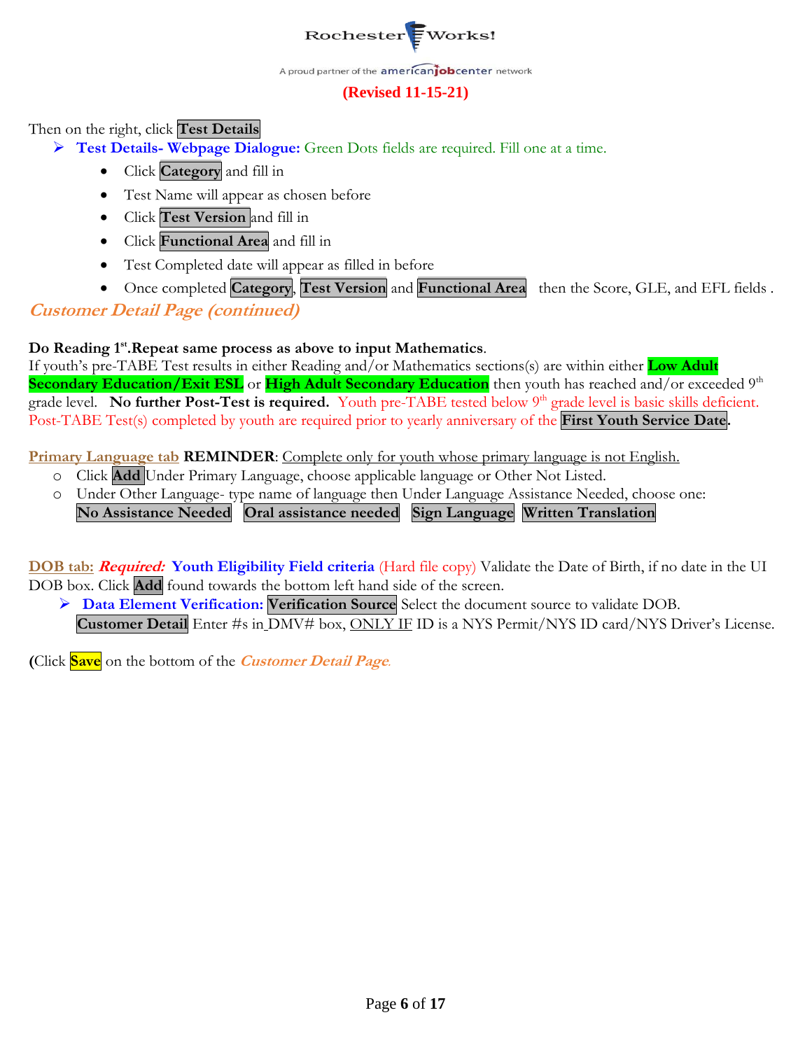Rochester Works!

A proud partner of the americanjobcenter network

**(Revised 11-15-21)**

Then on the right, click **Test Details**

- **Test Details- Webpage Dialogue:** Green Dots fields are required. Fill one at a time.
  - Click **Category** and fill in
  - Test Name will appear as chosen before
  - Click **Test Version** and fill in
  - Click **Functional Area** and fill in
  - Test Completed date will appear as filled in before
  - Once completed **Category**, **Test Version** and **Functional Area** then the Score, GLE, and EFL fields .

## *Customer Detail Page (continued)*

**Do Reading 1st.Repeat same process as above to input Mathematics**.
If youth's pre-TABE Test results in either Reading and/or Mathematics sections(s) are within either **Low Adult Secondary Education/Exit ESL** or **High Adult Secondary Education** then youth has reached and/or exceeded 9th grade level. **No further Post-Test is required.** Youth pre-TABE tested below 9th grade level is basic skills deficient. Post-TABE Test(s) completed by youth are required prior to yearly anniversary of the **First Youth Service Date**.

**Primary Language tab REMINDER**: Complete only for youth whose primary language is not English.

- Click **Add** Under Primary Language, choose applicable language or Other Not Listed.
- Under Other Language- type name of language then Under Language Assistance Needed, choose one: **No Assistance Needed** **Oral assistance needed** **Sign Language** **Written Translation**

**DOB tab:** ***Required:*** **Youth Eligibility Field criteria** (Hard file copy) Validate the Date of Birth, if no date in the UI DOB box. Click **Add** found towards the bottom left hand side of the screen.

- **Data Element Verification:** **Verification Source** Select the document source to validate DOB.
  **Customer Detail** Enter #s in DMV# box, ONLY IF ID is a NYS Permit/NYS ID card/NYS Driver's License.

**(**Click **Save** on the bottom of the *Customer Detail Page*.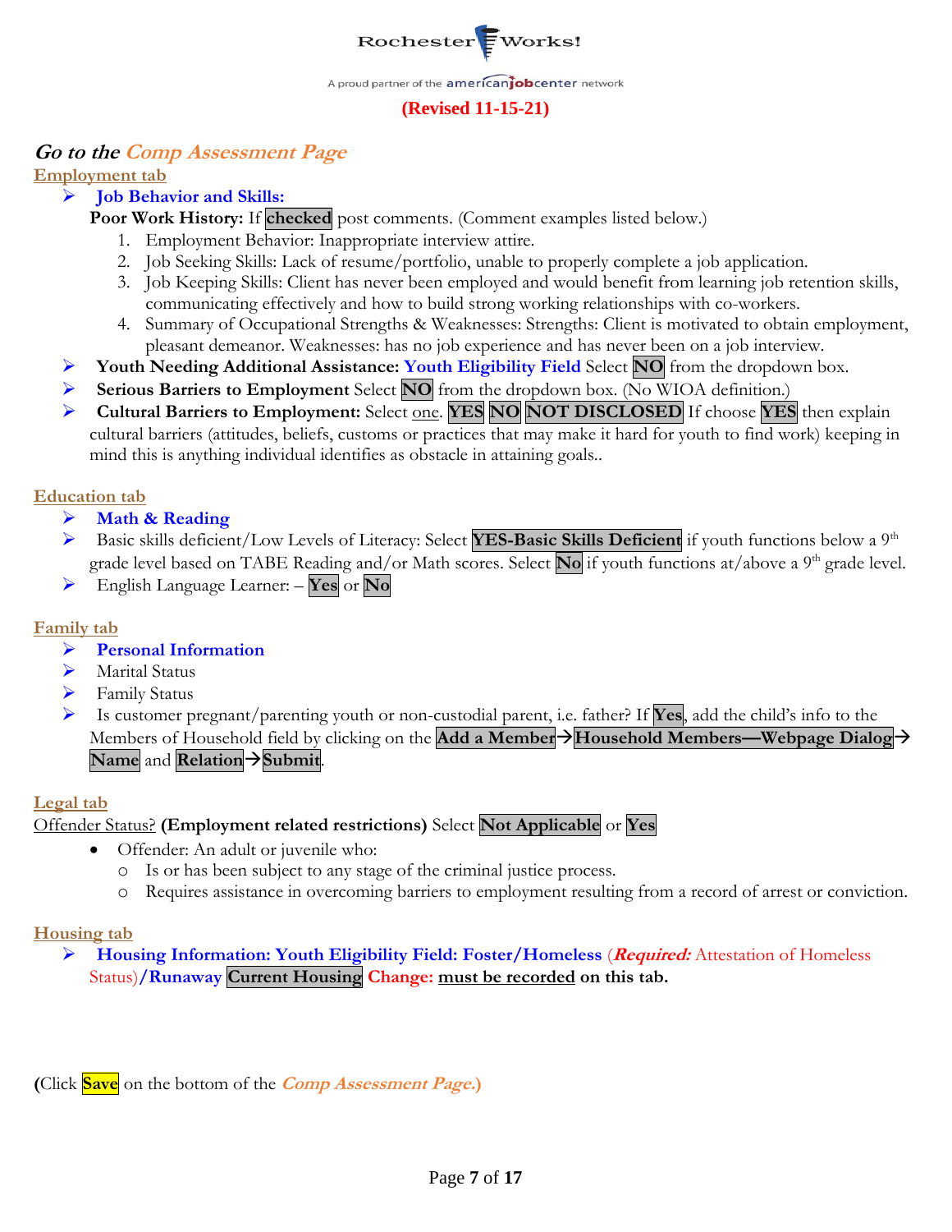Rochester Works!

A proud partner of the americanjobcenter network

**(Revised 11-15-21)**

## *Go to the Comp Assessment Page*

### Employment tab

- **Job Behavior and Skills:**

**Poor Work History:** If **checked** post comments. (Comment examples listed below.)

1. Employment Behavior: Inappropriate interview attire.
2. Job Seeking Skills: Lack of resume/portfolio, unable to properly complete a job application.
3. Job Keeping Skills: Client has never been employed and would benefit from learning job retention skills, communicating effectively and how to build strong working relationships with co-workers.
4. Summary of Occupational Strengths & Weaknesses: Strengths: Client is motivated to obtain employment, pleasant demeanor. Weaknesses: has no job experience and has never been on a job interview.

- **Youth Needing Additional Assistance: Youth Eligibility Field** Select **NO** from the dropdown box.
- **Serious Barriers to Employment** Select **NO** from the dropdown box. (No WIOA definition.)
- **Cultural Barriers to Employment:** Select one. **YES** **NO** **NOT DISCLOSED** If choose **YES** then explain cultural barriers (attitudes, beliefs, customs or practices that may make it hard for youth to find work) keeping in mind this is anything individual identifies as obstacle in attaining goals..

### Education tab

- **Math & Reading**
- Basic skills deficient/Low Levels of Literacy: Select **YES-Basic Skills Deficient** if youth functions below a 9th grade level based on TABE Reading and/or Math scores. Select **No** if youth functions at/above a 9th grade level.
- English Language Learner: – **Yes** or **No**

### Family tab

- **Personal Information**
- Marital Status
- Family Status
- Is customer pregnant/parenting youth or non-custodial parent, i.e. father? If **Yes**, add the child's info to the Members of Household field by clicking on the **Add a Member**→**Household Members—Webpage Dialog**→ **Name** and **Relation**→**Submit**.

### Legal tab

Offender Status? **(Employment related restrictions)** Select **Not Applicable** or **Yes**

- Offender: An adult or juvenile who:
  - Is or has been subject to any stage of the criminal justice process.
  - Requires assistance in overcoming barriers to employment resulting from a record of arrest or conviction.

### Housing tab

- **Housing Information: Youth Eligibility Field: Foster/Homeless** (***Required:*** Attestation of Homeless Status)**/Runaway** **Current Housing** **Change:** **must be recorded on this tab.**

**(**Click **Save** on the bottom of the ***Comp Assessment Page.*****)**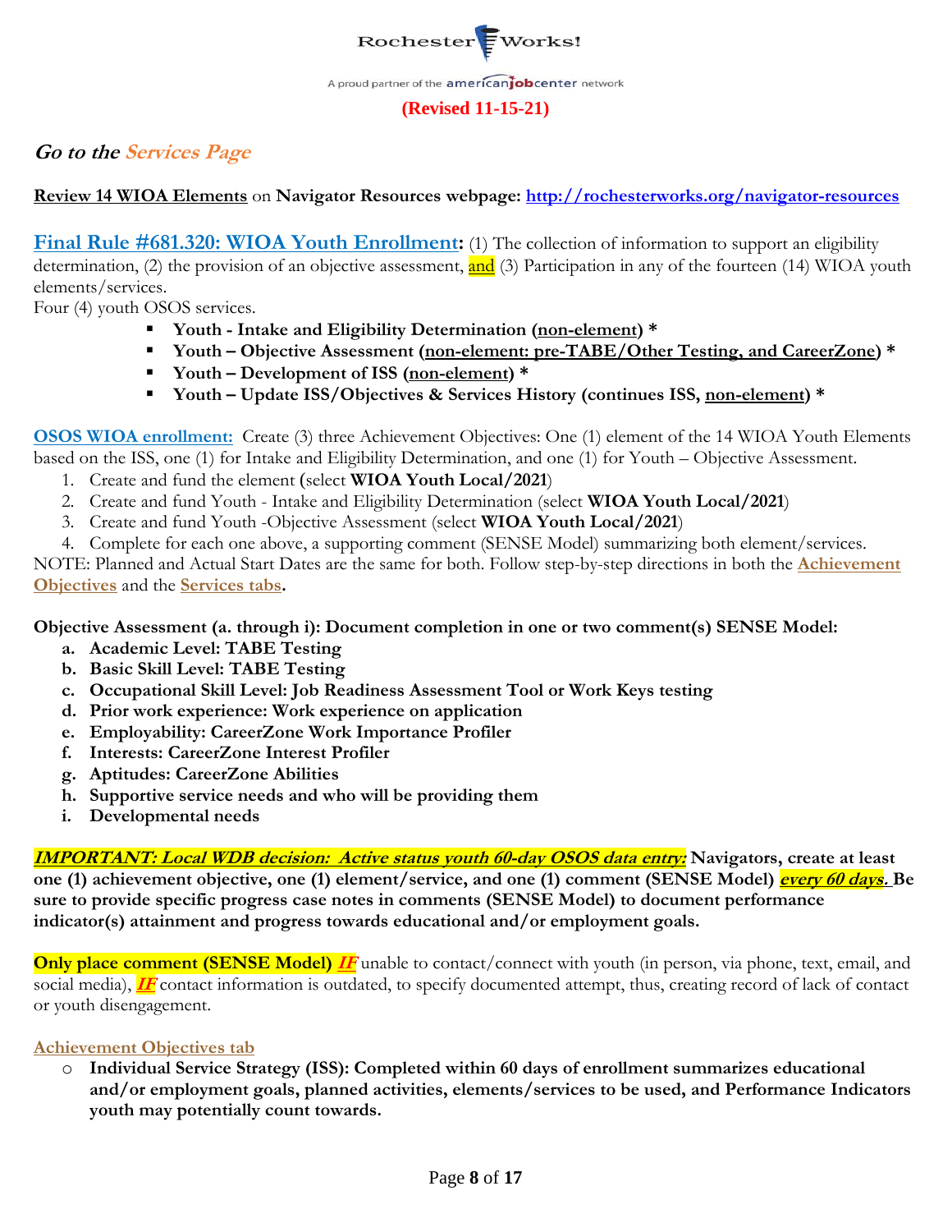Rochester Works!

A proud partner of the americanjobcenter network

**(Revised 11-15-21)**

## *Go to the Services Page*

**Review 14 WIOA Elements** on **Navigator Resources webpage: http://rochesterworks.org/navigator-resources**

**Final Rule #681.320: WIOA Youth Enrollment:** (1) The collection of information to support an eligibility determination, (2) the provision of an objective assessment, and (3) Participation in any of the fourteen (14) WIOA youth elements/services.

Four (4) youth OSOS services.

- **Youth - Intake and Eligibility Determination (non-element) ***
- **Youth – Objective Assessment (non-element: pre-TABE/Other Testing, and CareerZone) ***
- **Youth – Development of ISS (non-element) ***
- **Youth – Update ISS/Objectives & Services History (continues ISS, non-element) ***

**OSOS WIOA enrollment:** Create (3) three Achievement Objectives: One (1) element of the 14 WIOA Youth Elements based on the ISS, one (1) for Intake and Eligibility Determination, and one (1) for Youth – Objective Assessment.

1. Create and fund the element (select **WIOA Youth Local/2021**)
2. Create and fund Youth - Intake and Eligibility Determination (select **WIOA Youth Local/2021**)
3. Create and fund Youth -Objective Assessment (select **WIOA Youth Local/2021**)
4. Complete for each one above, a supporting comment (SENSE Model) summarizing both element/services.

NOTE: Planned and Actual Start Dates are the same for both. Follow step-by-step directions in both the **Achievement Objectives** and the **Services tabs**.

**Objective Assessment (a. through i): Document completion in one or two comment(s) SENSE Model:**

a. **Academic Level: TABE Testing**
b. **Basic Skill Level: TABE Testing**
c. **Occupational Skill Level: Job Readiness Assessment Tool or Work Keys testing**
d. **Prior work experience: Work experience on application**
e. **Employability: CareerZone Work Importance Profiler**
f. **Interests: CareerZone Interest Profiler**
g. **Aptitudes: CareerZone Abilities**
h. **Supportive service needs and who will be providing them**
i. **Developmental needs**

***IMPORTANT: Local WDB decision: Active status youth 60-day OSOS data entry:*** **Navigators, create at least one (1) achievement objective, one (1) element/service, and one (1) comment (SENSE Model) *every 60 days.* Be sure to provide specific progress case notes in comments (SENSE Model) to document performance indicator(s) attainment and progress towards educational and/or employment goals.**

**Only place comment (SENSE Model) *IF*** unable to contact/connect with youth (in person, via phone, text, email, and social media), ***IF*** contact information is outdated, to specify documented attempt, thus, creating record of lack of contact or youth disengagement.

**Achievement Objectives tab**

- **Individual Service Strategy (ISS): Completed within 60 days of enrollment summarizes educational and/or employment goals, planned activities, elements/services to be used, and Performance Indicators youth may potentially count towards.**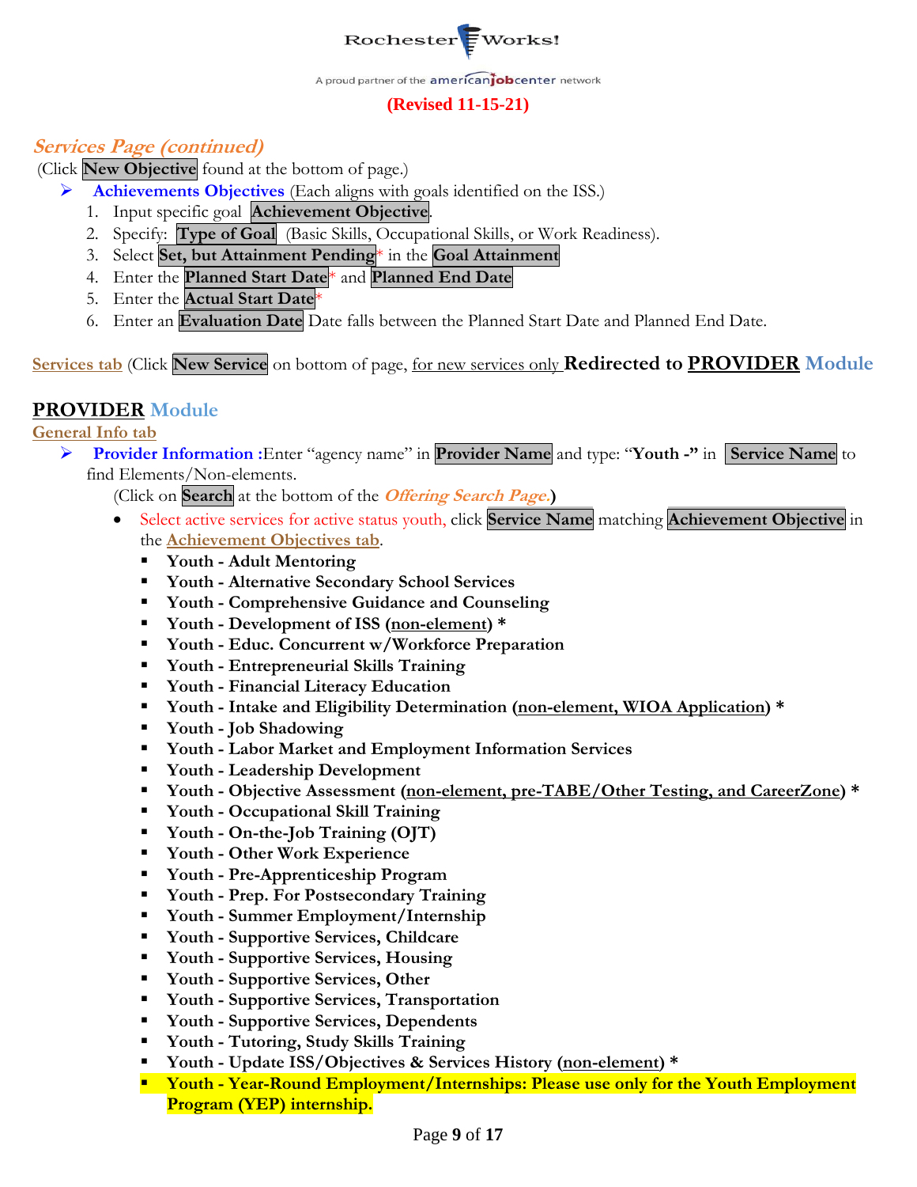Rochester Works!

A proud partner of the americanjobcenter network

**(Revised 11-15-21)**

## *Services Page (continued)*

(Click **New Objective** found at the bottom of page.)

- **Achievements Objectives** (Each aligns with goals identified on the ISS.)
  1. Input specific goal **Achievement Objective**.
  2. Specify: **Type of Goal** (Basic Skills, Occupational Skills, or Work Readiness).
  3. Select **Set, but Attainment Pending*** in the **Goal Attainment**
  4. Enter the **Planned Start Date*** and **Planned End Date**
  5. Enter the **Actual Start Date***
  6. Enter an **Evaluation Date** Date falls between the Planned Start Date and Planned End Date.

Services tab (Click **New Service** on bottom of page, for new services only **Redirected to PROVIDER Module**

## **PROVIDER** Module

### General Info tab

- **Provider Information :**Enter "agency name" in **Provider Name** and type: "**Youth -"** in **Service Name** to find Elements/Non-elements.

  (Click on **Search** at the bottom of the *Offering Search Page.***)**

  - Select active services for active status youth, click **Service Name** matching **Achievement Objective** in the Achievement Objectives tab.
    - **Youth - Adult Mentoring**
    - **Youth - Alternative Secondary School Services**
    - **Youth - Comprehensive Guidance and Counseling**
    - **Youth - Development of ISS (non-element) ***
    - **Youth - Educ. Concurrent w/Workforce Preparation**
    - **Youth - Entrepreneurial Skills Training**
    - **Youth - Financial Literacy Education**
    - **Youth - Intake and Eligibility Determination (non-element, WIOA Application) ***
    - **Youth - Job Shadowing**
    - **Youth - Labor Market and Employment Information Services**
    - **Youth - Leadership Development**
    - **Youth - Objective Assessment (non-element, pre-TABE/Other Testing, and CareerZone) ***
    - **Youth - Occupational Skill Training**
    - **Youth - On-the-Job Training (OJT)**
    - **Youth - Other Work Experience**
    - **Youth - Pre-Apprenticeship Program**
    - **Youth - Prep. For Postsecondary Training**
    - **Youth - Summer Employment/Internship**
    - **Youth - Supportive Services, Childcare**
    - **Youth - Supportive Services, Housing**
    - **Youth - Supportive Services, Other**
    - **Youth - Supportive Services, Transportation**
    - **Youth - Supportive Services, Dependents**
    - **Youth - Tutoring, Study Skills Training**
    - **Youth - Update ISS/Objectives & Services History (non-element) ***
    - **Youth - Year-Round Employment/Internships: Please use only for the Youth Employment Program (YEP) internship.**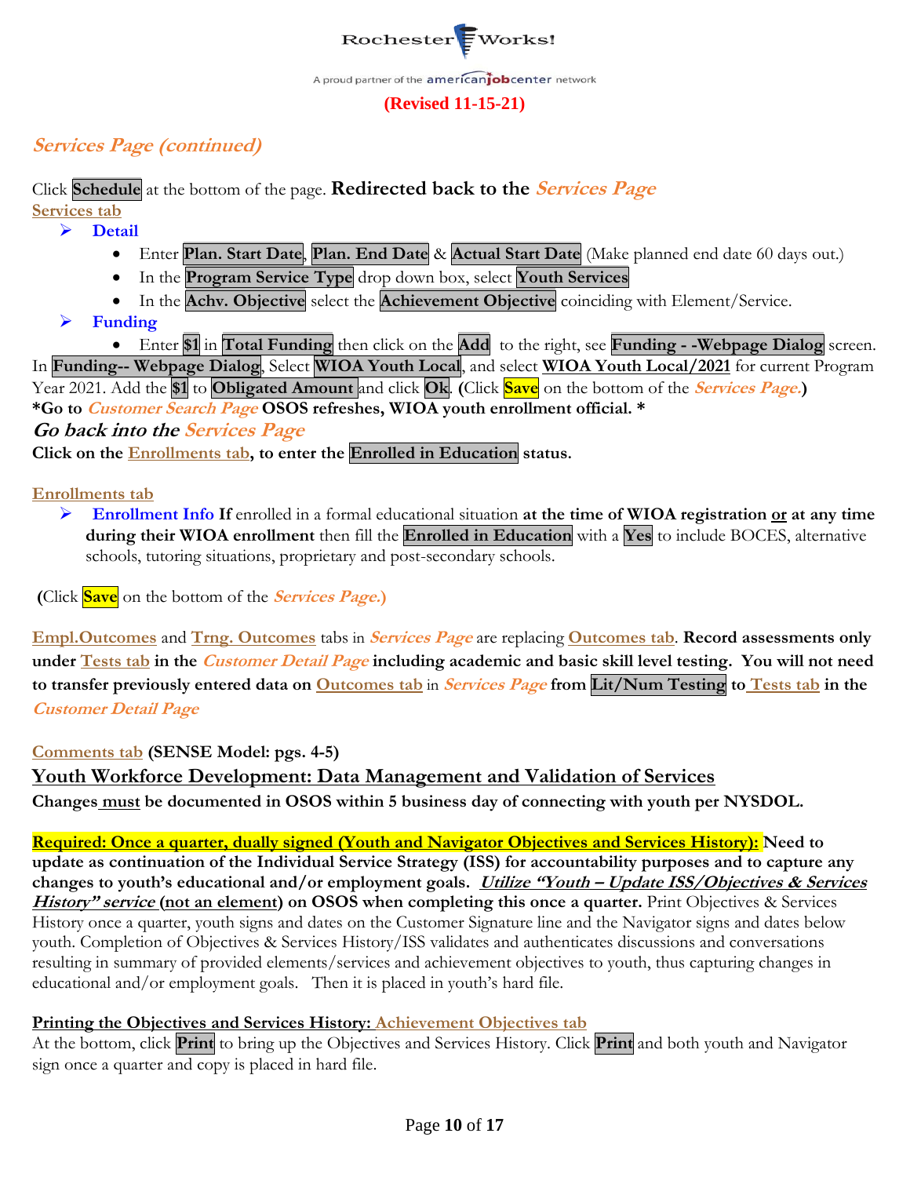Rochester Works!

A proud partner of the americanjobcenter network

**(Revised 11-15-21)**

## *Services Page (continued)*

Click **Schedule** at the bottom of the page. **Redirected back to the *Services Page***

Services tab

- **Detail**
  - Enter **Plan. Start Date**, **Plan. End Date** & **Actual Start Date** (Make planned end date 60 days out.)
  - In the **Program Service Type** drop down box, select **Youth Services**
  - In the **Achv. Objective** select the **Achievement Objective** coinciding with Element/Service.
- **Funding**
  - Enter **$1** in **Total Funding** then click on the **Add** to the right, see **Funding - -Webpage Dialog** screen.

In **Funding-- Webpage Dialog**, Select **WIOA Youth Local**, and select **WIOA Youth Local/2021** for current Program Year 2021. Add the **$1** to **Obligated Amount** and click **Ok**. **(**Click **Save** on the bottom of the ***Services Page.*****)**

***Go to *Customer Search Page* OSOS refreshes, WIOA youth enrollment official. ***

### *Go back into the Services Page*

**Click on the Enrollments tab, to enter the Enrolled in Education status.**

Enrollments tab

- **Enrollment Info** **If** enrolled in a formal educational situation **at the time of WIOA registration <u>or</u> at any time during their WIOA enrollment** then fill the **Enrolled in Education** with a **Yes** to include BOCES, alternative schools, tutoring situations, proprietary and post-secondary schools.

**(**Click **Save** on the bottom of the ***Services Page.*****)**

Empl.Outcomes and Trng. Outcomes tabs in ***Services Page*** are replacing Outcomes tab. **Record assessments only under Tests tab in the *Customer Detail Page* including academic and basic skill level testing. You will not need to transfer previously entered data on Outcomes tab in *Services Page* from Lit/Num Testing to Tests tab in the *Customer Detail Page***

Comments tab **(SENSE Model: pgs. 4-5)**

## <u>Youth Workforce Development: Data Management and Validation of Services</u>

**Changes <u>must</u> be documented in OSOS within 5 business day of connecting with youth per NYSDOL.**

**<u>Required: Once a quarter, dually signed (Youth and Navigator Objectives and Services History):</u> Need to update as continuation of the Individual Service Strategy (ISS) for accountability purposes and to capture any changes to youth's educational and/or employment goals. *<u>Utilize "Youth – Update ISS/Objectives & Services History" service</u>* (<u>not an element</u>) on OSOS when completing this once a quarter.** Print Objectives & Services History once a quarter, youth signs and dates on the Customer Signature line and the Navigator signs and dates below youth. Completion of Objectives & Services History/ISS validates and authenticates discussions and conversations resulting in summary of provided elements/services and achievement objectives to youth, thus capturing changes in educational and/or employment goals. Then it is placed in youth's hard file.

**<u>Printing the Objectives and Services History:</u>** Achievement Objectives tab

At the bottom, click **Print** to bring up the Objectives and Services History. Click **Print** and both youth and Navigator sign once a quarter and copy is placed in hard file.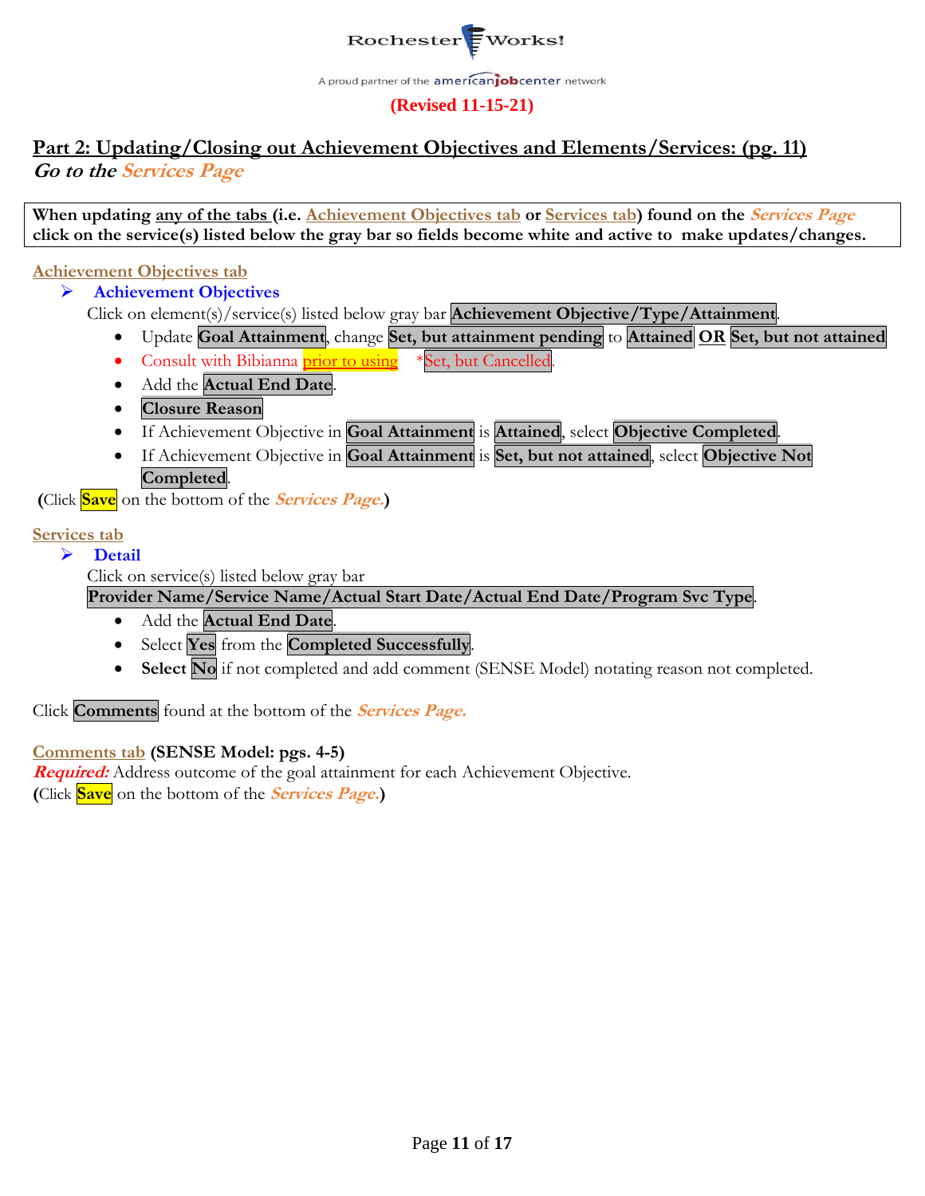Rochester Works!

A proud partner of the americanjobcenter network

**(Revised 11-15-21)**

## Part 2: Updating/Closing out Achievement Objectives and Elements/Services: (pg. 11)

***Go to the Services Page***

**When updating any of the tabs (i.e. Achievement Objectives tab or Services tab) found on the *Services Page* click on the service(s) listed below the gray bar so fields become white and active to make updates/changes.**

### Achievement Objectives tab

- **Achievement Objectives**

  Click on element(s)/service(s) listed below gray bar **Achievement Objective/Type/Attainment**.

  - Update **Goal Attainment**, change **Set, but attainment pending** to **Attained** **OR** **Set, but not attained**
  - Consult with Bibianna prior to using *Set, but Cancelled.
  - Add the **Actual End Date**.
  - **Closure Reason**
  - If Achievement Objective in **Goal Attainment** is **Attained**, select **Objective Completed**.
  - If Achievement Objective in **Goal Attainment** is **Set, but not attained**, select **Objective Not Completed**.

**(**Click **Save** on the bottom of the ***Services Page.*****)**

### Services tab

- **Detail**

  Click on service(s) listed below gray bar

  **Provider Name/Service Name/Actual Start Date/Actual End Date/Program Svc Type**.

  - Add the **Actual End Date**.
  - Select **Yes** from the **Completed Successfully**.
  - **Select No** if not completed and add comment (SENSE Model) notating reason not completed.

Click **Comments** found at the bottom of the ***Services Page.***

### Comments tab (SENSE Model: pgs. 4-5)

***Required:*** Address outcome of the goal attainment for each Achievement Objective.

**(**Click **Save** on the bottom of the ***Services Page.*****)**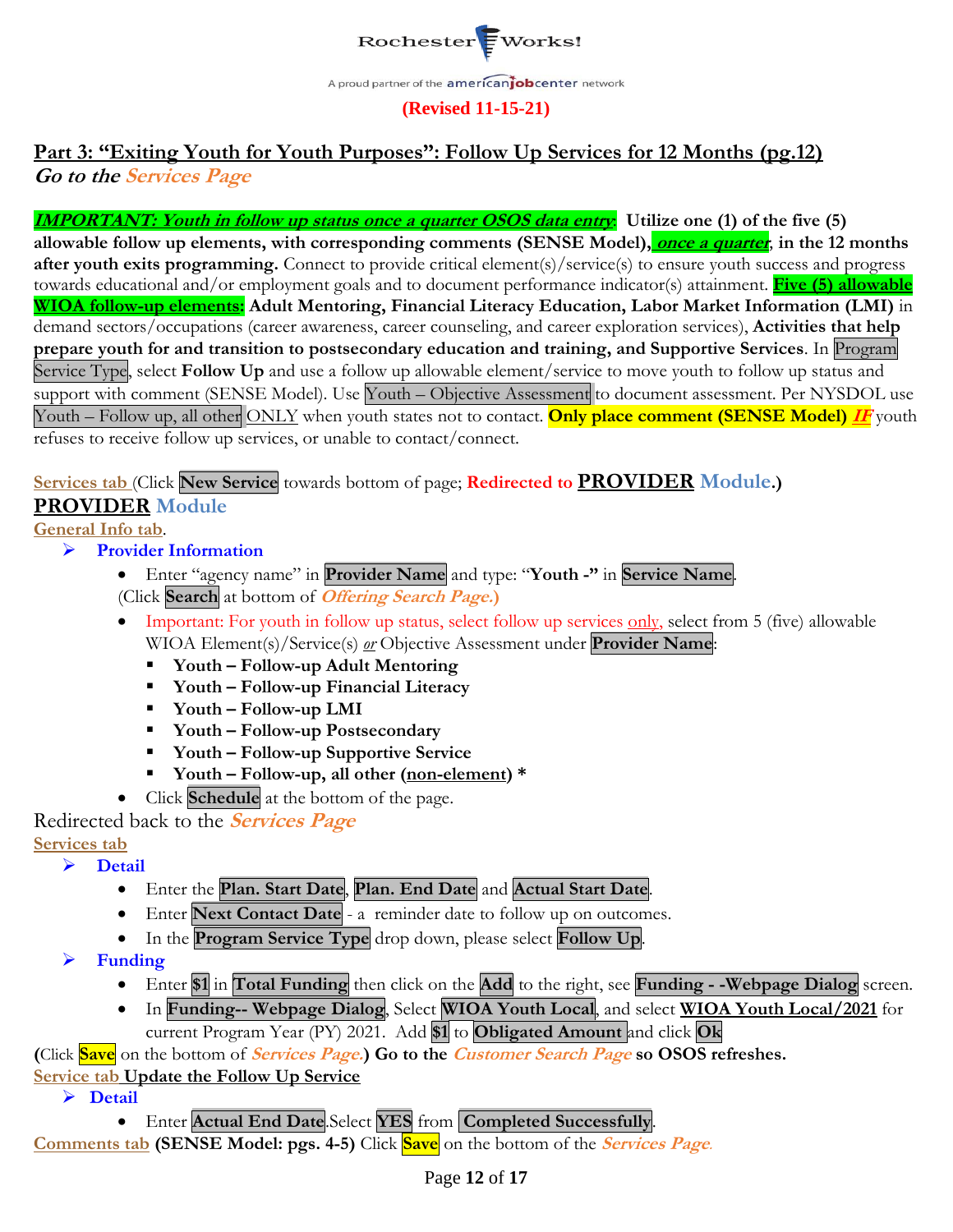Rochester Works!

A proud partner of the americanjobcenter network

**(Revised 11-15-21)**

## Part 3: "Exiting Youth for Youth Purposes": Follow Up Services for 12 Months (pg.12)

***Go to the Services Page***

***IMPORTANT: Youth in follow up status once a quarter OSOS data entry***: **Utilize one (1) of the five (5) allowable follow up elements, with corresponding comments (SENSE Model), *once a quarter*, in the 12 months after youth exits programming.** Connect to provide critical element(s)/service(s) to ensure youth success and progress towards educational and/or employment goals and to document performance indicator(s) attainment. **Five (5) allowable WIOA follow-up elements: Adult Mentoring, Financial Literacy Education, Labor Market Information (LMI)** in demand sectors/occupations (career awareness, career counseling, and career exploration services), **Activities that help prepare youth for and transition to postsecondary education and training, and Supportive Services**. In Program Service Type, select **Follow Up** and use a follow up allowable element/service to move youth to follow up status and support with comment (SENSE Model). Use Youth – Objective Assessment to document assessment. Per NYSDOL use Youth – Follow up, all other ONLY when youth states not to contact. **Only place comment (SENSE Model) *IF*** youth refuses to receive follow up services, or unable to contact/connect.

Services tab (Click **New Service** towards bottom of page; **Redirected to PROVIDER Module.**)

### PROVIDER Module

General Info tab.

- **Provider Information**
  - Enter "agency name" in **Provider Name** and type: "**Youth -**" in **Service Name**.
  
    (Click **Search** at bottom of ***Offering Search Page.***)
  - Important: For youth in follow up status, select follow up services only, select from 5 (five) allowable WIOA Element(s)/Service(s) *or* Objective Assessment under **Provider Name**:
    - **Youth – Follow-up Adult Mentoring**
    - **Youth – Follow-up Financial Literacy**
    - **Youth – Follow-up LMI**
    - **Youth – Follow-up Postsecondary**
    - **Youth – Follow-up Supportive Service**
    - **Youth – Follow-up, all other (non-element) \***
  - Click **Schedule** at the bottom of the page.

Redirected back to the ***Services Page***

Services tab

- **Detail**
  - Enter the **Plan. Start Date**, **Plan. End Date** and **Actual Start Date**.
  - Enter **Next Contact Date** - a reminder date to follow up on outcomes.
  - In the **Program Service Type** drop down, please select **Follow Up**.
- **Funding**
  - Enter **$1** in **Total Funding** then click on the **Add** to the right, see **Funding - -Webpage Dialog** screen.
  - In **Funding-- Webpage Dialog**, Select **WIOA Youth Local**, and select **WIOA Youth Local/2021** for current Program Year (PY) 2021. Add **$1** to **Obligated Amount** and click **Ok**

**(**Click **Save** on the bottom of ***Services Page.***) **Go to the *Customer Search Page* so OSOS refreshes.**

Service tab **Update the Follow Up Service**

- **Detail**
  - Enter **Actual End Date**.Select **YES** from **Completed Successfully**.

Comments tab **(SENSE Model: pgs. 4-5)** Click **Save** on the bottom of the ***Services Page.***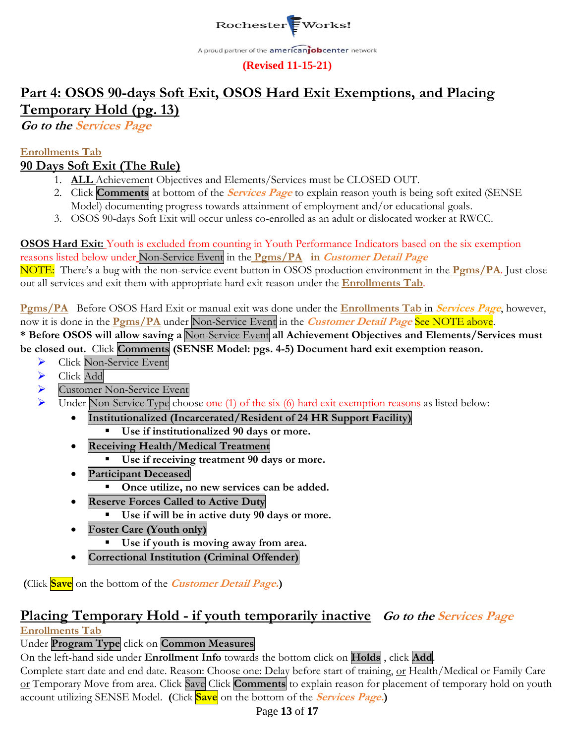Rochester Works!

A proud partner of the americanjobcenter network

**(Revised 11-15-21)**

## Part 4: OSOS 90-days Soft Exit, OSOS Hard Exit Exemptions, and Placing Temporary Hold (pg. 13)

***Go to the Services Page***

**Enrollments Tab**

### 90 Days Soft Exit (The Rule)

1. **ALL** Achievement Objectives and Elements/Services must be CLOSED OUT.
2. Click **Comments** at bottom of the ***Services Page*** to explain reason youth is being soft exited (SENSE Model) documenting progress towards attainment of employment and/or educational goals.
3. OSOS 90-days Soft Exit will occur unless co-enrolled as an adult or dislocated worker at RWCC.

**OSOS Hard Exit:** Youth is excluded from counting in Youth Performance Indicators based on the six exemption reasons listed below under Non-Service Event in the **Pgms/PA** in ***Customer Detail Page***

NOTE: There's a bug with the non-service event button in OSOS production environment in the **Pgms/PA**. Just close out all services and exit them with appropriate hard exit reason under the **Enrollments Tab**.

**Pgms/PA** Before OSOS Hard Exit or manual exit was done under the **Enrollments Tab** in ***Services Page***, however, now it is done in the **Pgms/PA** under Non-Service Event in the ***Customer Detail Page*** See NOTE above.

**\* Before OSOS will allow saving a** Non-Service Event **all Achievement Objectives and Elements/Services must be closed out.** Click **Comments (SENSE Model: pgs. 4-5) Document hard exit exemption reason.**

- Click Non-Service Event
- Click Add
- Customer Non-Service Event
- Under Non-Service Type choose one (1) of the six (6) hard exit exemption reasons as listed below:
  - **Institutionalized (Incarcerated/Resident of 24 HR Support Facility)**
    - **Use if institutionalized 90 days or more.**
  - **Receiving Health/Medical Treatment**
    - **Use if receiving treatment 90 days or more.**
  - **Participant Deceased**
    - **Once utilize, no new services can be added.**
  - **Reserve Forces Called to Active Duty**
    - **Use if will be in active duty 90 days or more.**
  - **Foster Care (Youth only)**
    - **Use if youth is moving away from area.**
  - **Correctional Institution (Criminal Offender)**

**(**Click **Save** on the bottom of the ***Customer Detail Page.*****)**

## Placing Temporary Hold - if youth temporarily inactive ***Go to the Services Page***

**Enrollments Tab**

Under **Program Type** click on **Common Measures**

On the left-hand side under **Enrollment Info** towards the bottom click on **Holds** , click **Add**.

Complete start date and end date. Reason: Choose one: Delay before start of training, or Health/Medical or Family Care or Temporary Move from area. Click Save Click **Comments** to explain reason for placement of temporary hold on youth account utilizing SENSE Model. **(**Click **Save** on the bottom of the ***Services Page.*****)**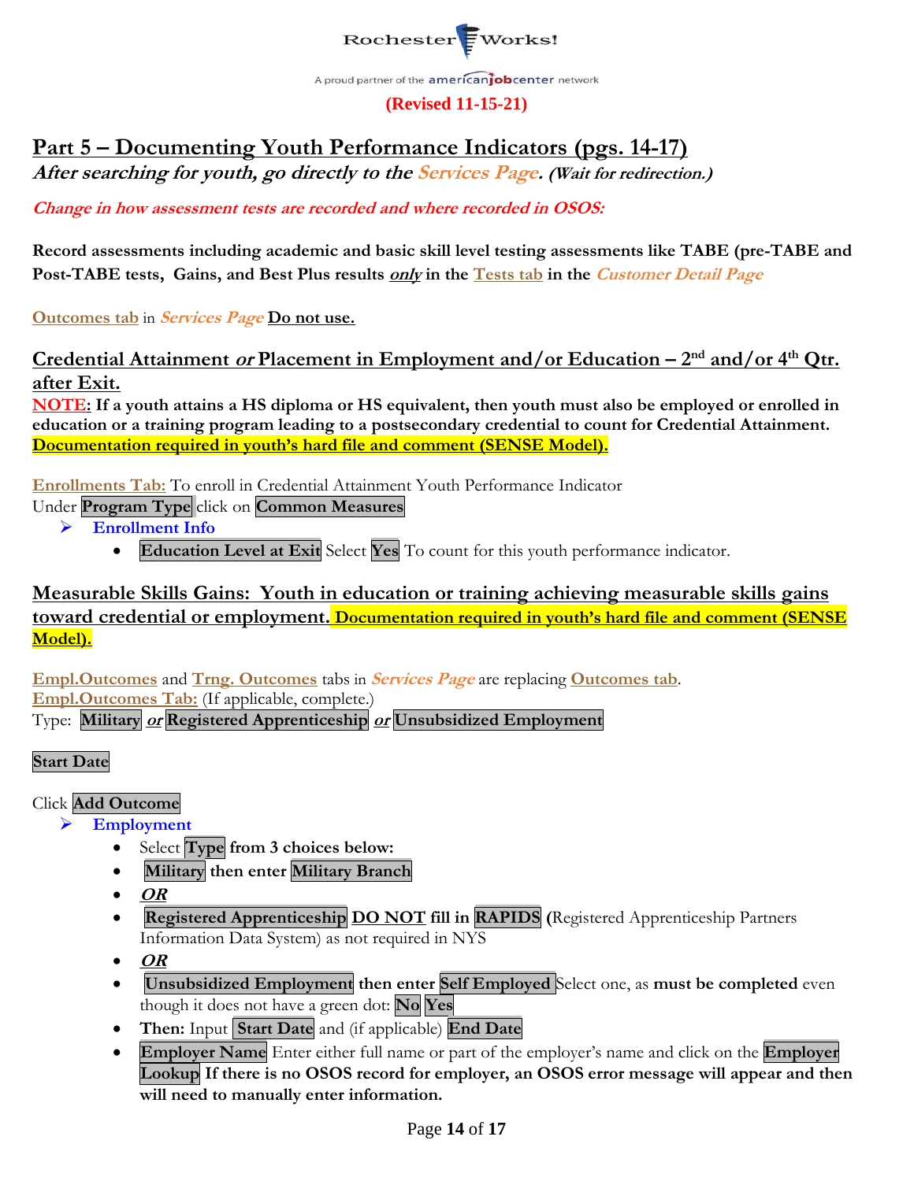Rochester Works!

A proud partner of the americanjobcenter network

**(Revised 11-15-21)**

## Part 5 – Documenting Youth Performance Indicators (pgs. 14-17)

***After searching for youth, go directly to the Services Page. (Wait for redirection.)***

***Change in how assessment tests are recorded and where recorded in OSOS:***

**Record assessments including academic and basic skill level testing assessments like TABE (pre-TABE and Post-TABE tests, Gains, and Best Plus results *only* in the Tests tab in the *Customer Detail Page***

Outcomes tab in *Services Page* **Do not use.**

### Credential Attainment *or* Placement in Employment and/or Education – 2nd and/or 4th Qtr. after Exit.

**NOTE: If a youth attains a HS diploma or HS equivalent, then youth must also be employed or enrolled in education or a training program leading to a postsecondary credential to count for Credential Attainment. Documentation required in youth's hard file and comment (SENSE Model).**

**Enrollments Tab:** To enroll in Credential Attainment Youth Performance Indicator

Under **Program Type** click on **Common Measures**

- **Enrollment Info**
  - **Education Level at Exit** Select **Yes** To count for this youth performance indicator.

### Measurable Skills Gains: Youth in education or training achieving measurable skills gains toward credential or employment. Documentation required in youth's hard file and comment (SENSE Model).

**Empl.Outcomes** and **Trng. Outcomes** tabs in *Services Page* are replacing **Outcomes tab**.

**Empl.Outcomes Tab:** (If applicable, complete.)

Type: **Military** ***or*** **Registered Apprenticeship** ***or*** **Unsubsidized Employment**

**Start Date**

Click **Add Outcome**

- **Employment**
  - Select **Type from 3 choices below:**
  - **Military then enter Military Branch**
  - ***OR***
  - **Registered Apprenticeship DO NOT fill in RAPIDS (**Registered Apprenticeship Partners Information Data System) as not required in NYS
  - ***OR***
  - **Unsubsidized Employment then enter Self Employed** Select one, as **must be completed** even though it does not have a green dot: **No Yes**
  - **Then:** Input **Start Date** and (if applicable) **End Date**
  - **Employer Name** Enter either full name or part of the employer's name and click on the **Employer Lookup If there is no OSOS record for employer, an OSOS error message will appear and then will need to manually enter information.**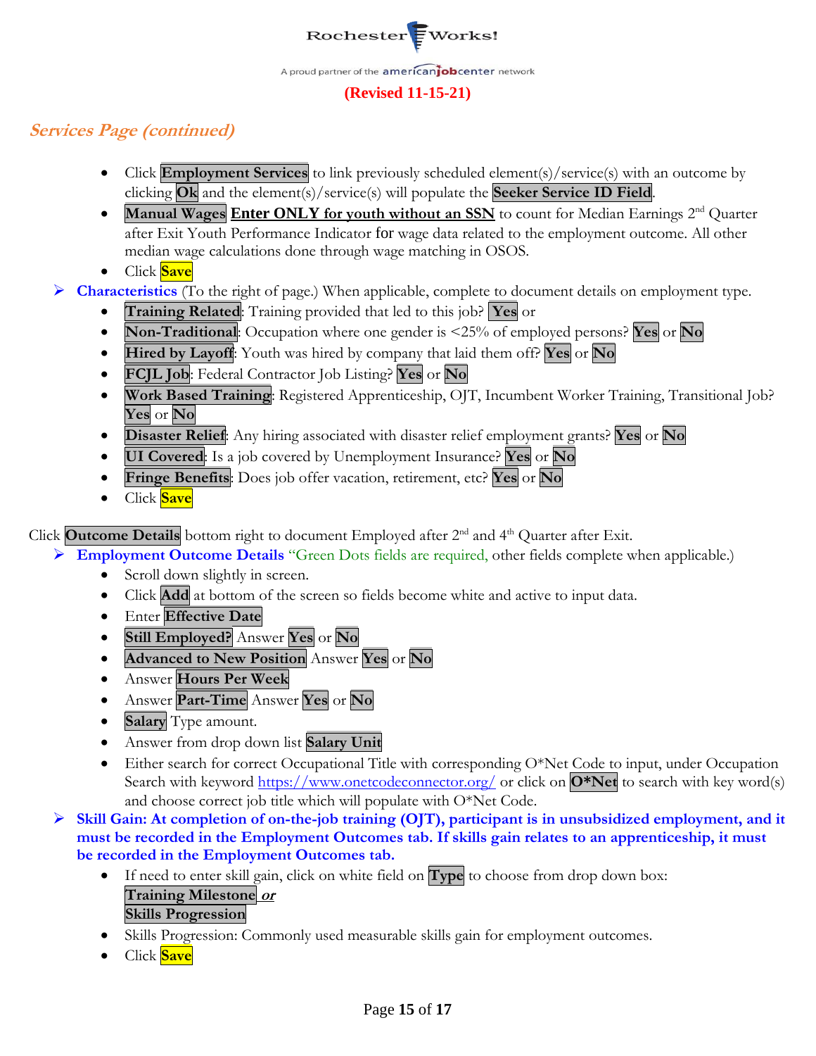(Revised 11-15-21)

## *Services Page (continued)*

- Click **Employment Services** to link previously scheduled element(s)/service(s) with an outcome by clicking **Ok** and the element(s)/service(s) will populate the **Seeker Service ID Field**.
- **Manual Wages** **Enter ONLY for youth without an SSN** to count for Median Earnings 2nd Quarter after Exit Youth Performance Indicator for wage data related to the employment outcome. All other median wage calculations done through wage matching in OSOS.
- Click **Save**

➢ **Characteristics** (To the right of page.) When applicable, complete to document details on employment type.

- **Training Related**: Training provided that led to this job? **Yes** or
- **Non-Traditional**: Occupation where one gender is <25% of employed persons? **Yes** or **No**
- **Hired by Layoff**: Youth was hired by company that laid them off? **Yes** or **No**
- **FCJL Job**: Federal Contractor Job Listing? **Yes** or **No**
- **Work Based Training**: Registered Apprenticeship, OJT, Incumbent Worker Training, Transitional Job? **Yes** or **No**
- **Disaster Relief**: Any hiring associated with disaster relief employment grants? **Yes** or **No**
- **UI Covered**: Is a job covered by Unemployment Insurance? **Yes** or **No**
- **Fringe Benefits**: Does job offer vacation, retirement, etc? **Yes** or **No**
- Click **Save**

Click **Outcome Details** bottom right to document Employed after 2nd and 4th Quarter after Exit.

➢ **Employment Outcome Details** "Green Dots fields are required, other fields complete when applicable.)

- Scroll down slightly in screen.
- Click **Add** at bottom of the screen so fields become white and active to input data.
- Enter **Effective Date**
- **Still Employed?** Answer **Yes** or **No**
- **Advanced to New Position** Answer **Yes** or **No**
- Answer **Hours Per Week**
- Answer **Part-Time** Answer **Yes** or **No**
- **Salary** Type amount.
- Answer from drop down list **Salary Unit**
- Either search for correct Occupational Title with corresponding O*Net Code to input, under Occupation Search with keyword https://www.onetcodeconnector.org/ or click on **O*Net** to search with key word(s) and choose correct job title which will populate with O*Net Code.

➢ **Skill Gain: At completion of on-the-job training (OJT), participant is in unsubsidized employment, and it must be recorded in the Employment Outcomes tab. If skills gain relates to an apprenticeship, it must be recorded in the Employment Outcomes tab.**

- If need to enter skill gain, click on white field on **Type** to choose from drop down box:
  **Training Milestone** ***or***
  **Skills Progression**
- Skills Progression: Commonly used measurable skills gain for employment outcomes.
- Click **Save**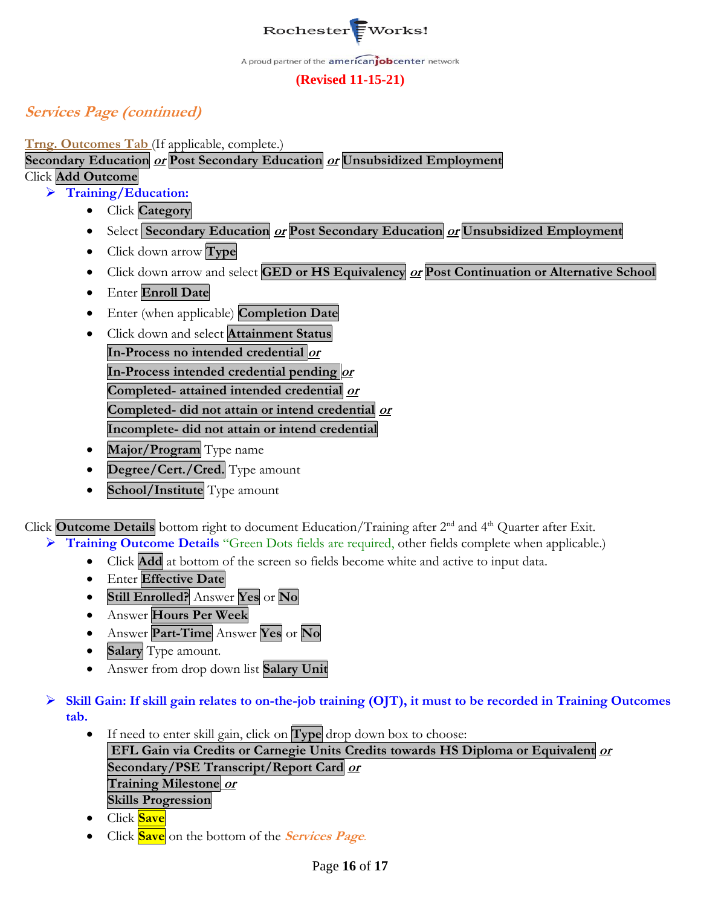Rochester Works!

A proud partner of the americanjobcenter network

**(Revised 11-15-21)**

## *Services Page (continued)*

**Trng. Outcomes Tab** (If applicable, complete.)

**Secondary Education** ***or*** **Post Secondary Education** ***or*** **Unsubsidized Employment**

Click **Add Outcome**

- **Training/Education:**
  - Click **Category**
  - Select **Secondary Education** ***or*** **Post Secondary Education** ***or*** **Unsubsidized Employment**
  - Click down arrow **Type**
  - Click down arrow and select **GED or HS Equivalency** ***or*** **Post Continuation or Alternative School**
  - Enter **Enroll Date**
  - Enter (when applicable) **Completion Date**
  - Click down and select **Attainment Status**
    **In-Process no intended credential** ***or***
    **In-Process intended credential pending** ***or***
    **Completed- attained intended credential** ***or***
    **Completed- did not attain or intend credential** ***or***
    **Incomplete- did not attain or intend credential**
  - **Major/Program** Type name
  - **Degree/Cert./Cred.** Type amount
  - **School/Institute** Type amount

Click **Outcome Details** bottom right to document Education/Training after 2nd and 4th Quarter after Exit.

- **Training Outcome Details** "Green Dots fields are required, other fields complete when applicable.)
  - Click **Add** at bottom of the screen so fields become white and active to input data.
  - Enter **Effective Date**
  - **Still Enrolled?** Answer **Yes** or **No**
  - Answer **Hours Per Week**
  - Answer **Part-Time** Answer **Yes** or **No**
  - **Salary** Type amount.
  - Answer from drop down list **Salary Unit**

- **Skill Gain: If skill gain relates to on-the-job training (OJT), it must to be recorded in Training Outcomes tab.**
  - If need to enter skill gain, click on **Type** drop down box to choose:
    **EFL Gain via Credits or Carnegie Units Credits towards HS Diploma or Equivalent** ***or***
    **Secondary/PSE Transcript/Report Card** ***or***
    **Training Milestone** ***or***
    **Skills Progression**
  - Click **Save**
  - Click **Save** on the bottom of the *Services Page.*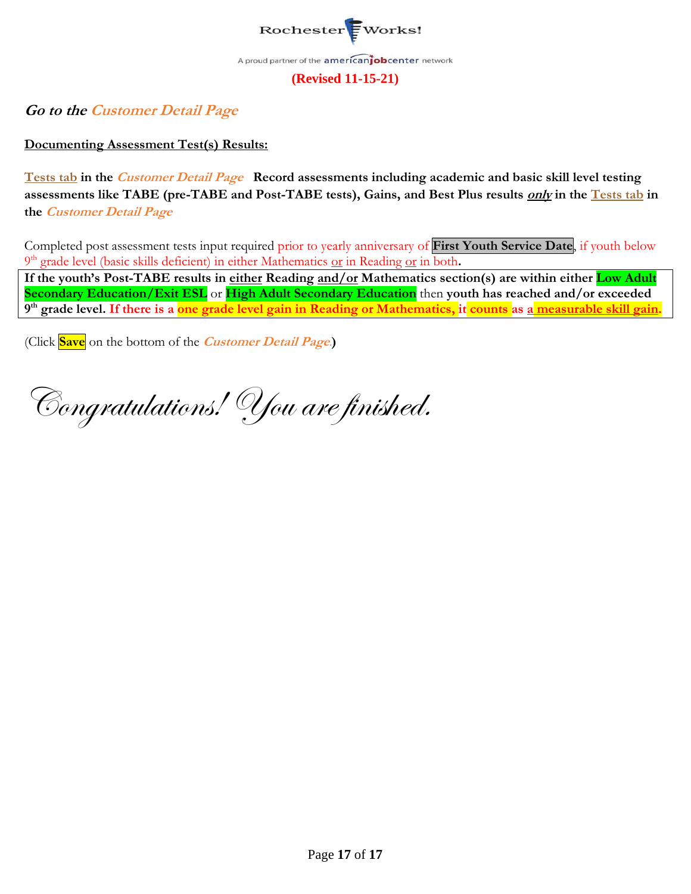Rochester Works!

A proud partner of the americanjobcenter network

**(Revised 11-15-21)**

### ***Go to the Customer Detail Page***

**Documenting Assessment Test(s) Results:**

**Tests tab in the *Customer Detail Page*  Record assessments including academic and basic skill level testing assessments like TABE (pre-TABE and Post-TABE tests), Gains, and Best Plus results *only* in the Tests tab in the *Customer Detail Page***

Completed post assessment tests input required prior to yearly anniversary of **First Youth Service Date**, if youth below 9th grade level (basic skills deficient) in either Mathematics or in Reading or in both.

**If the youth's Post-TABE results in either Reading and/or Mathematics section(s) are within either Low Adult Secondary Education/Exit ESL** or **High Adult Secondary Education** then **youth has reached and/or exceeded 9th grade level. If there is a one grade level gain in Reading or Mathematics, it counts as a measurable skill gain.**

(Click **Save** on the bottom of the ***Customer Detail Page*.**)

*Congratulations! You are finished.*